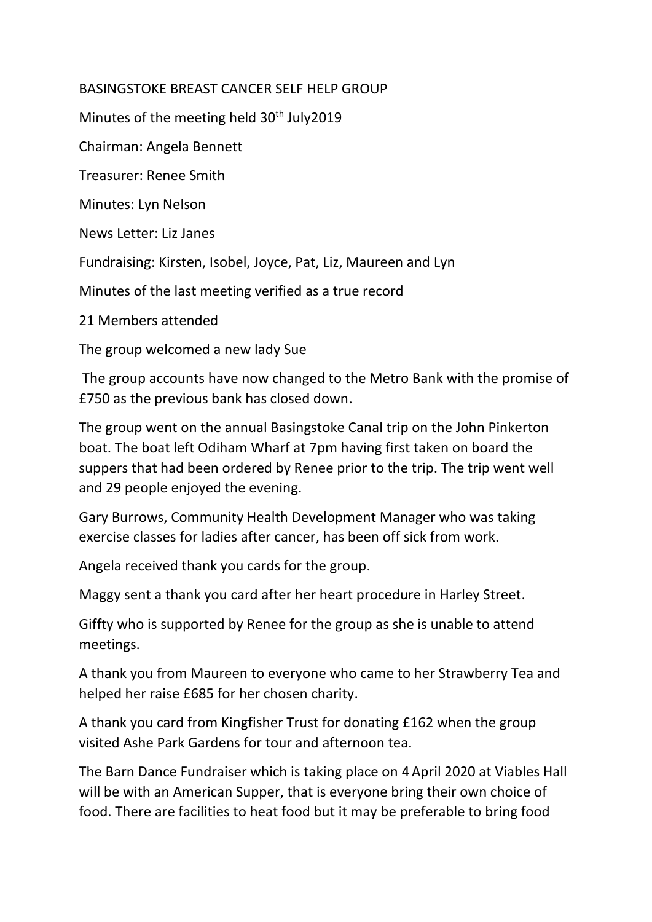BASINGSTOKE BREAST CANCER SELF HELP GROUP

Minutes of the meeting held 30th July2019

Chairman: Angela Bennett

Treasurer: Renee Smith

Minutes: Lyn Nelson

News Letter: Liz Janes

Fundraising: Kirsten, Isobel, Joyce, Pat, Liz, Maureen and Lyn

Minutes of the last meeting verified as a true record

21 Members attended

The group welcomed a new lady Sue

The group accounts have now changed to the Metro Bank with the promise of £750 as the previous bank has closed down.

The group went on the annual Basingstoke Canal trip on the John Pinkerton boat. The boat left Odiham Wharf at 7pm having first taken on board the suppers that had been ordered by Renee prior to the trip. The trip went well and 29 people enjoyed the evening.

Gary Burrows, Community Health Development Manager who was taking exercise classes for ladies after cancer, has been off sick from work.

Angela received thank you cards for the group.

Maggy sent a thank you card after her heart procedure in Harley Street.

Giffty who is supported by Renee for the group as she is unable to attend meetings.

A thank you from Maureen to everyone who came to her Strawberry Tea and helped her raise £685 for her chosen charity.

A thank you card from Kingfisher Trust for donating £162 when the group visited Ashe Park Gardens for tour and afternoon tea.

The Barn Dance Fundraiser which is taking place on 4 April 2020 at Viables Hall will be with an American Supper, that is everyone bring their own choice of food. There are facilities to heat food but it may be preferable to bring food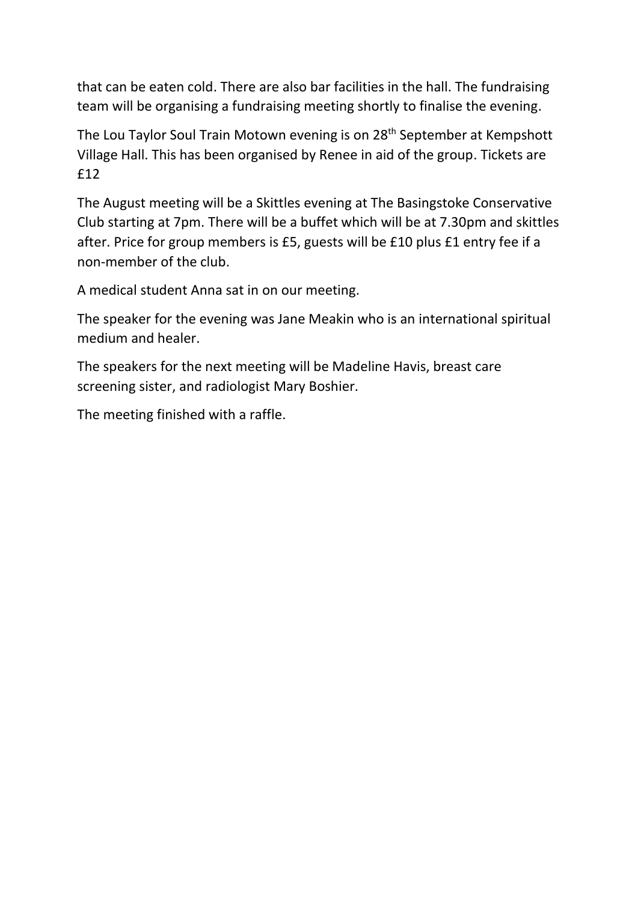that can be eaten cold. There are also bar facilities in the hall. The fundraising team will be organising a fundraising meeting shortly to finalise the evening.

The Lou Taylor Soul Train Motown evening is on 28th September at Kempshott Village Hall. This has been organised by Renee in aid of the group. Tickets are £12

The August meeting will be a Skittles evening at The Basingstoke Conservative Club starting at 7pm. There will be a buffet which will be at 7.30pm and skittles after. Price for group members is £5, guests will be £10 plus £1 entry fee if a non-member of the club.

A medical student Anna sat in on our meeting.

The speaker for the evening was Jane Meakin who is an international spiritual medium and healer.

The speakers for the next meeting will be Madeline Havis, breast care screening sister, and radiologist Mary Boshier.

The meeting finished with a raffle.